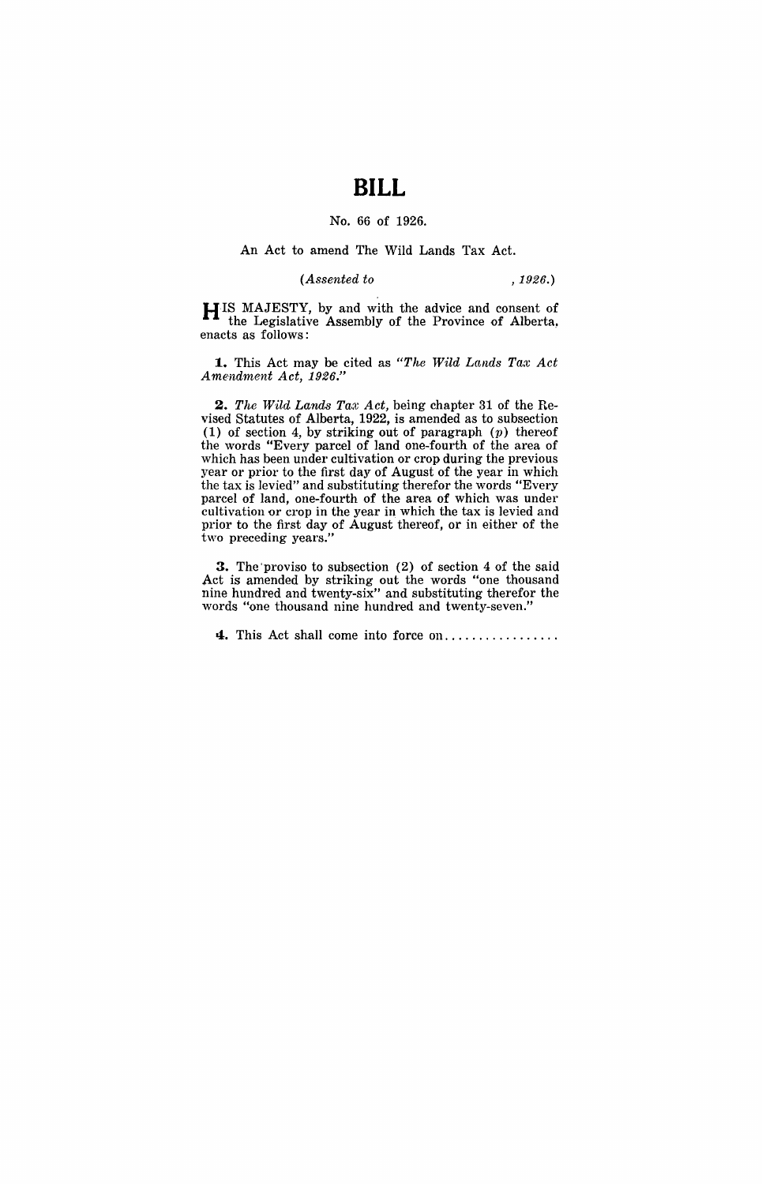# BILL

No. 66 of 1926.

An Act to amend The Wild Lands Tax Act.

*(Assented to , 1926.)*

HIS MAJESTY, by and with the advice and consent of the Legislative Assembly of the Province of Alberta, enacts as follows:

**1.** This Act may be cited as *"The Wild Lands Tax Act Amendment Act, 1926."*

**2.** *The Wild Lands Tax Act*, being chapter 31 of the Revised Statutes of Alberta, 1922, is amended as to subsection (1) of section 4, by striking out of paragraph (*p*) thereof the words "Every parcel of land one-fourth of the area of which has been under cultivation or crop during the previous year or prior to the first day of August of the year in which the tax is levied" and substituting therefor the words "Every parcel of land, one-fourth of the area of which was under cultivation or crop in the year in which the tax is levied and prior to the first day of August thereof, or in either of the two preceding years."

**3.** The proviso to subsection (2) of section 4 of the said Act is amended by striking out the words "one thousand nine hundred and twenty-six" and substituting therefor the words "one thousand nine hundred and twenty-seven."

**4.** This Act shall come into force on.................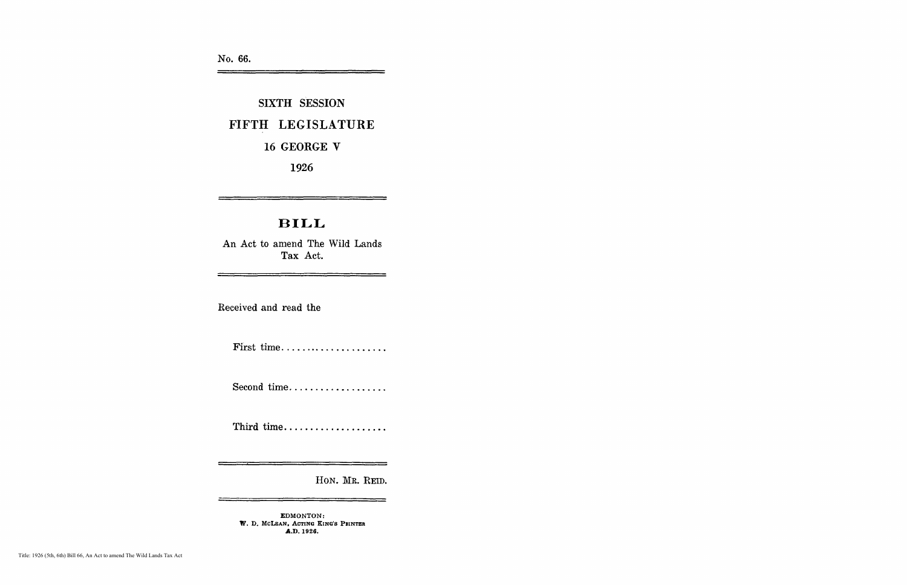No. 66.

SIXTH SESSION

FIFTH LEGISLATURE

16 GEORGE V

1926

# BILL

An Act to amend The Wild Lands Tax Act.

Received and read the

First time....................

Second time..................

Third time...................

HON. MR. REID.

EDMONTON:
W. D. MCLEAN, ACTING KING'S PRINTER
A.D. 1926.

Title: 1926 (5th, 6th) Bill 66, An Act to amend The Wild Lands Tax Act